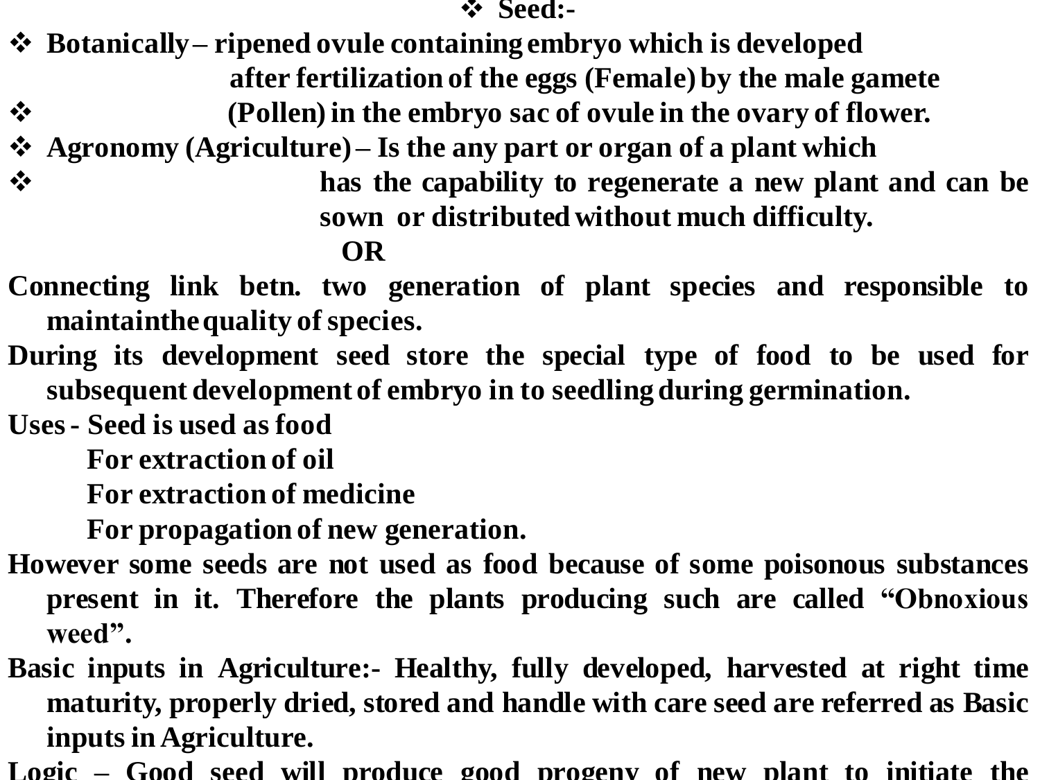# Seed:-

- **Botanically – ripened ovule containing embryo which is developed after fertilization of the eggs (Female) by the male gamete (Pollen) in the embryo sac of ovule in the ovary of flower.**
- **Agronomy (Agriculture) – Is the any part or organ of a plant which has the capability to regenerate a new plant and can be sown or distributed without much difficulty.**

**OR**

**Connecting link betn. two generation of plant species and responsible to maintainthe quality of species.**

**During its development seed store the special type of food to be used for subsequent development of embryo in to seedling during germination.**

**Uses - Seed is used as food**
**For extraction of oil**
**For extraction of medicine**
**For propagation of new generation.**

**However some seeds are not used as food because of some poisonous substances present in it. Therefore the plants producing such are called "Obnoxious weed".**

**Basic inputs in Agriculture:- Healthy, fully developed, harvested at right time maturity, properly dried, stored and handle with care seed are referred as Basic inputs in Agriculture.**

**Logic – Good seed will produce good progeny of new plant to initiate the**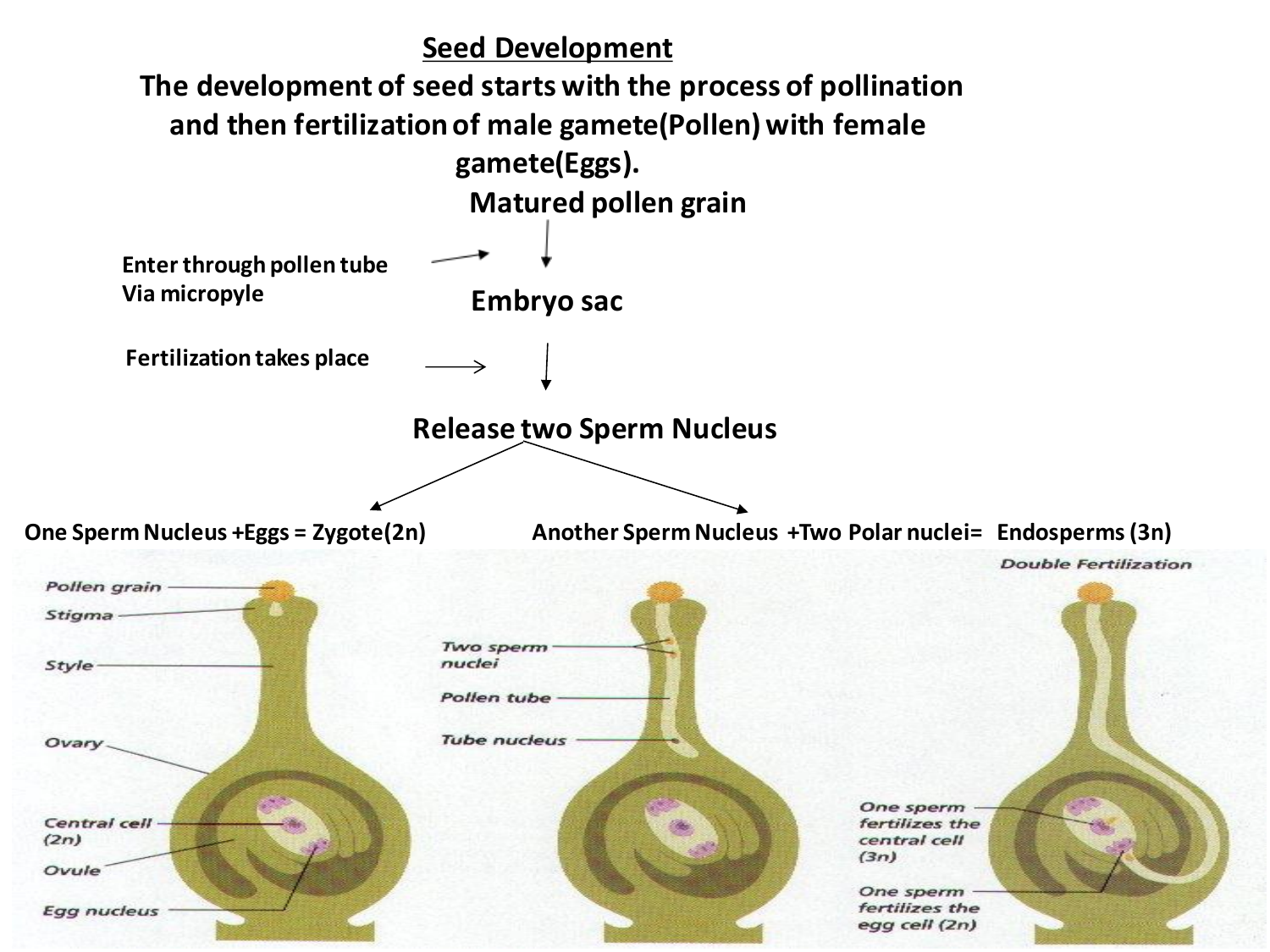# Seed Development

**The development of seed starts with the process of pollination and then fertilization of male gamete(Pollen) with female gamete(Eggs).**

**Matured pollen grain**

↓ Enter through pollen tube Via micropyle

**Embryo sac**

↓ Fertilization takes place

**Release two Sperm Nucleus**

- **One Sperm Nucleus +Eggs = Zygote(2n)**
- **Another Sperm Nucleus +Two Polar nuclei= Endosperms (3n)**

*Double Fertilization*

Pollen grain

Stigma

Style

Ovary

Central cell (2n)

Ovule

Egg nucleus

Two sperm nuclei

Pollen tube

Tube nucleus

One sperm fertilizes the central cell (3n)

One sperm fertilizes the egg cell (2n)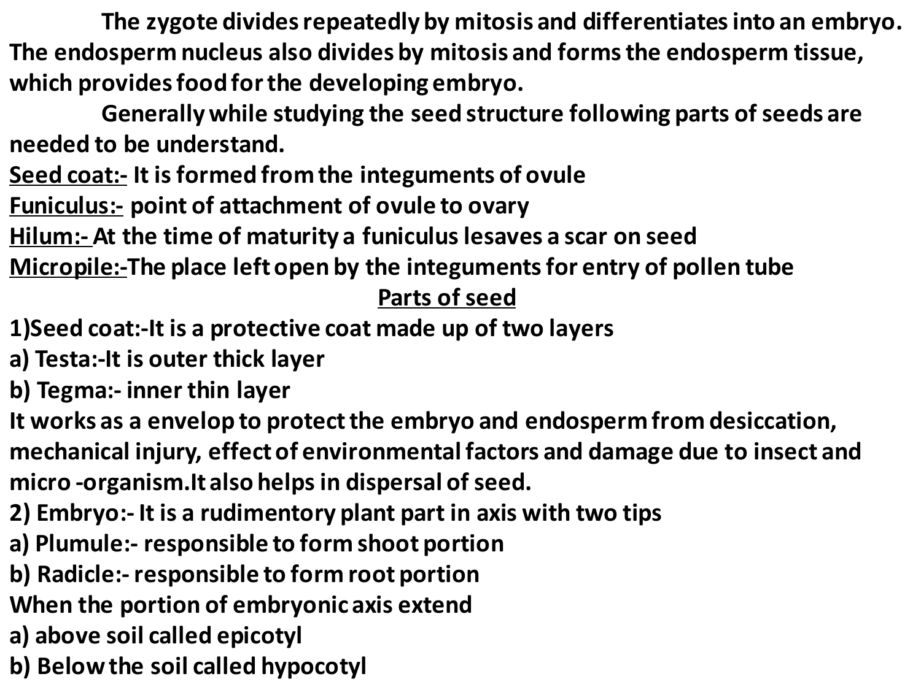The zygote divides repeatedly by mitosis and differentiates into an embryo. The endosperm nucleus also divides by mitosis and forms the endosperm tissue, which provides food for the developing embryo.

Generally while studying the seed structure following parts of seeds are needed to be understand.

**<u>Seed coat:-</u>** It is formed from the integuments of ovule

**<u>Funiculus:-</u>** point of attachment of ovule to ovary

**<u>Hilum:-</u>** At the time of maturity a funiculus lesaves a scar on seed

**<u>Micropile:-</u>** The place left open by the integuments for entry of pollen tube

## <u>Parts of seed</u>

1)Seed coat:-It is a protective coat made up of two layers

a) Testa:-It is outer thick layer

b) Tegma:- inner thin layer

It works as a envelop to protect the embryo and endosperm from desiccation, mechanical injury, effect of environmental factors and damage due to insect and micro -organism.It also helps in dispersal of seed.

2) Embryo:- It is a rudimentory plant part in axis with two tips

a) Plumule:- responsible to form shoot portion

b) Radicle:- responsible to form root portion

When the portion of embryonic axis extend

a) above soil called epicotyl

b) Below the soil called hypocotyl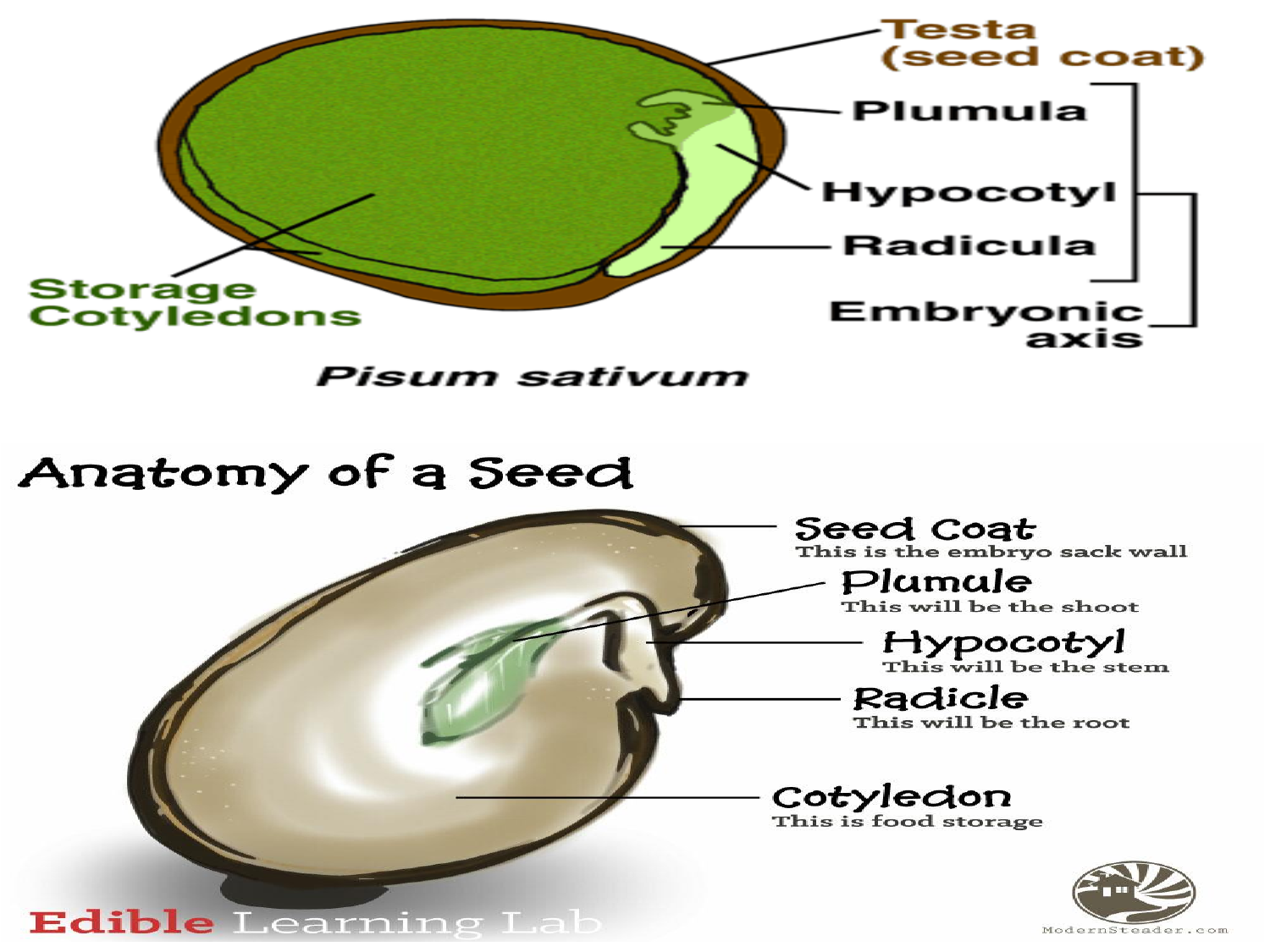Testa (seed coat)

Plumula

Hypocotyl

Radicula

Embryonic axis

Storage Cotyledons

*Pisum sativum*

# Anatomy of a Seed

**Seed Coat**
This is the embryo sack wall

**Plumule**
This will be the shoot

**Hypocotyl**
This will be the stem

**Radicle**
This will be the root

**Cotyledon**
This is food storage

Edible Learning Lab

ModernSteader.com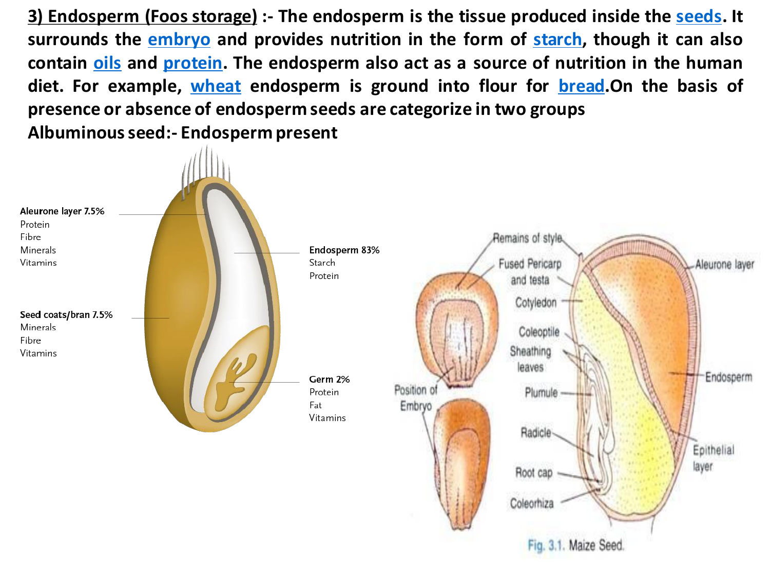**3) Endosperm (Foos storage) :-** The endosperm is the tissue produced inside the seeds. It surrounds the embryo and provides nutrition in the form of starch, though it can also contain oils and protein. The endosperm also act as a source of nutrition in the human diet. For example, wheat endosperm is ground into flour for bread.On the basis of presence or absence of endosperm seeds are categorize in two groups

**Albuminous seed:- Endosperm present**

**Aleurone layer 7.5%**
Protein
Fibre
Minerals
Vitamins

**Seed coats/bran 7.5%**
Minerals
Fibre
Vitamins

**Endosperm 83%**
Starch
Protein

**Germ 2%**
Protein
Fat
Vitamins

Remains of style, Fused Pericarp and testa, Cotyledon, Coleoptile, Sheathing leaves, Plumule, Radicle, Root cap, Coleorhiza, Position of Embryo, Aleurone layer, Endosperm, Epithelial layer

Fig. 3.1. Maize Seed.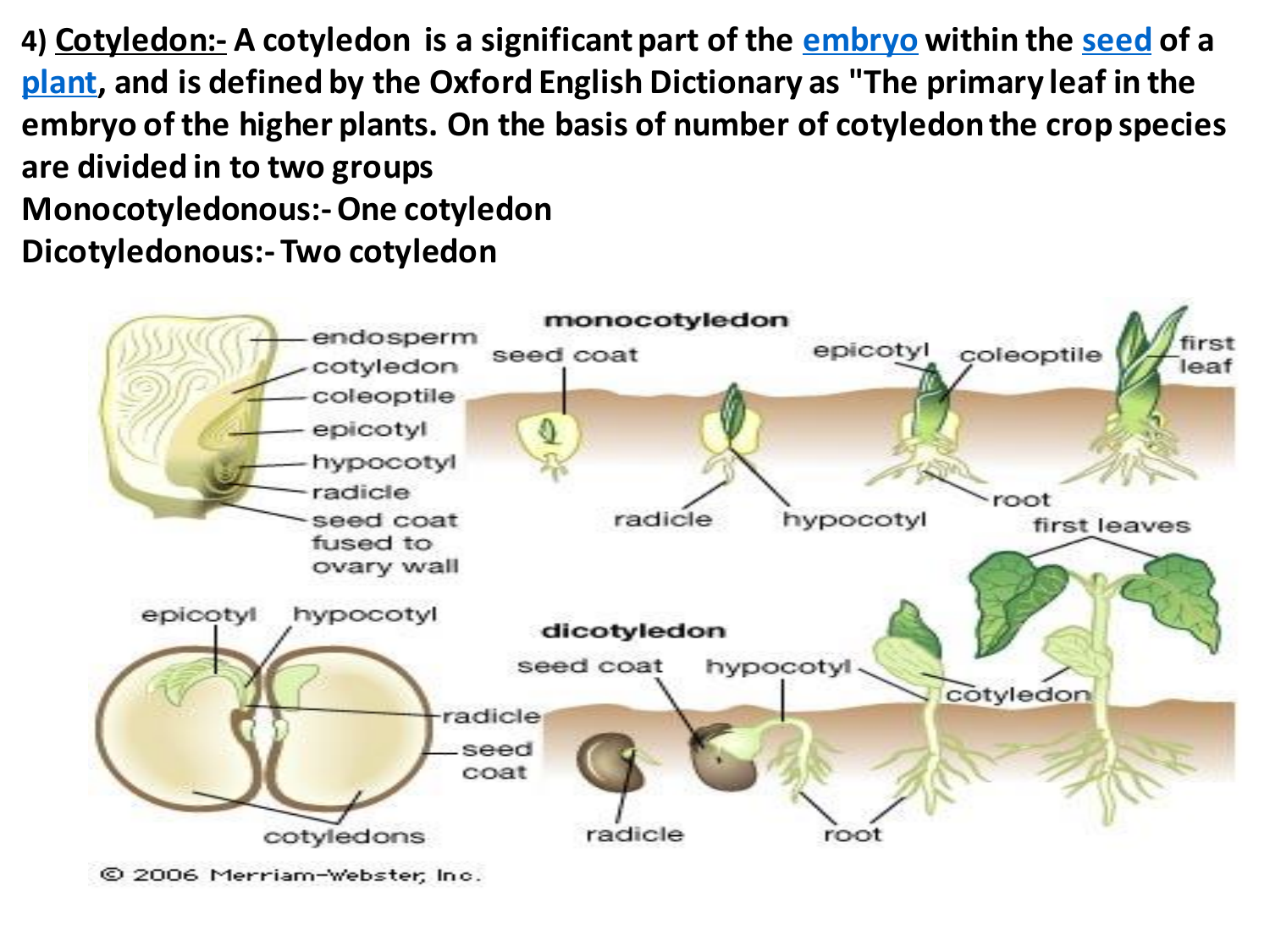4) **Cotyledon:-** A cotyledon is a significant part of the [embryo] within the [seed] of a [plant], and is defined by the Oxford English Dictionary as "The primary leaf in the embryo of the higher plants. On the basis of number of cotyledon the crop species are divided in to two groups

Monocotyledonous:- One cotyledon

Dicotyledonous:- Two cotyledon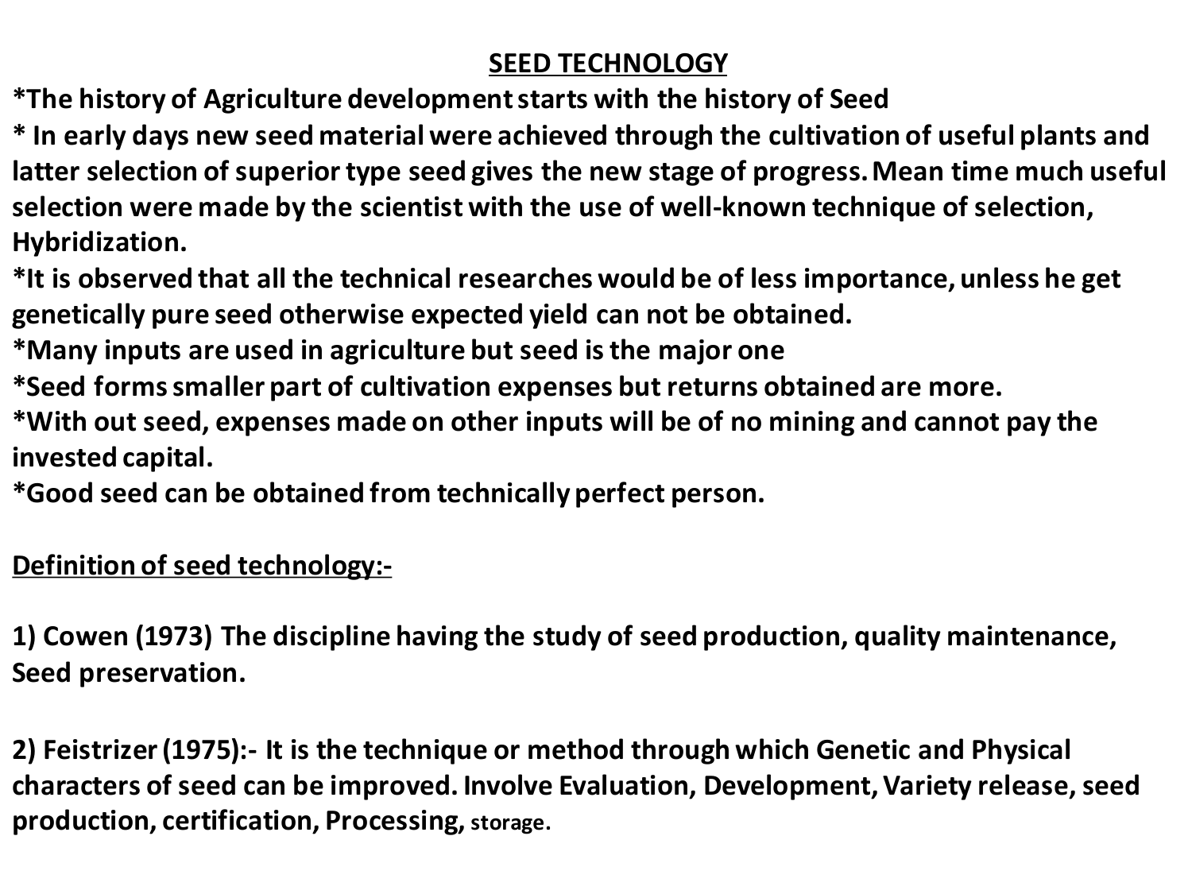## SEED TECHNOLOGY

*The history of Agriculture development starts with the history of Seed

* In early days new seed material were achieved through the cultivation of useful plants and latter selection of superior type seed gives the new stage of progress. Mean time much useful selection were made by the scientist with the use of well-known technique of selection, Hybridization.

*It is observed that all the technical researches would be of less importance, unless he get genetically pure seed otherwise expected yield can not be obtained.

*Many inputs are used in agriculture but seed is the major one

*Seed forms smaller part of cultivation expenses but returns obtained are more.

*With out seed, expenses made on other inputs will be of no mining and cannot pay the invested capital.

*Good seed can be obtained from technically perfect person.

**Definition of seed technology:-**

1) Cowen (1973) The discipline having the study of seed production, quality maintenance, Seed preservation.

2) Feistrizer (1975):- It is the technique or method through which Genetic and Physical characters of seed can be improved. Involve Evaluation, Development, Variety release, seed production, certification, Processing, storage.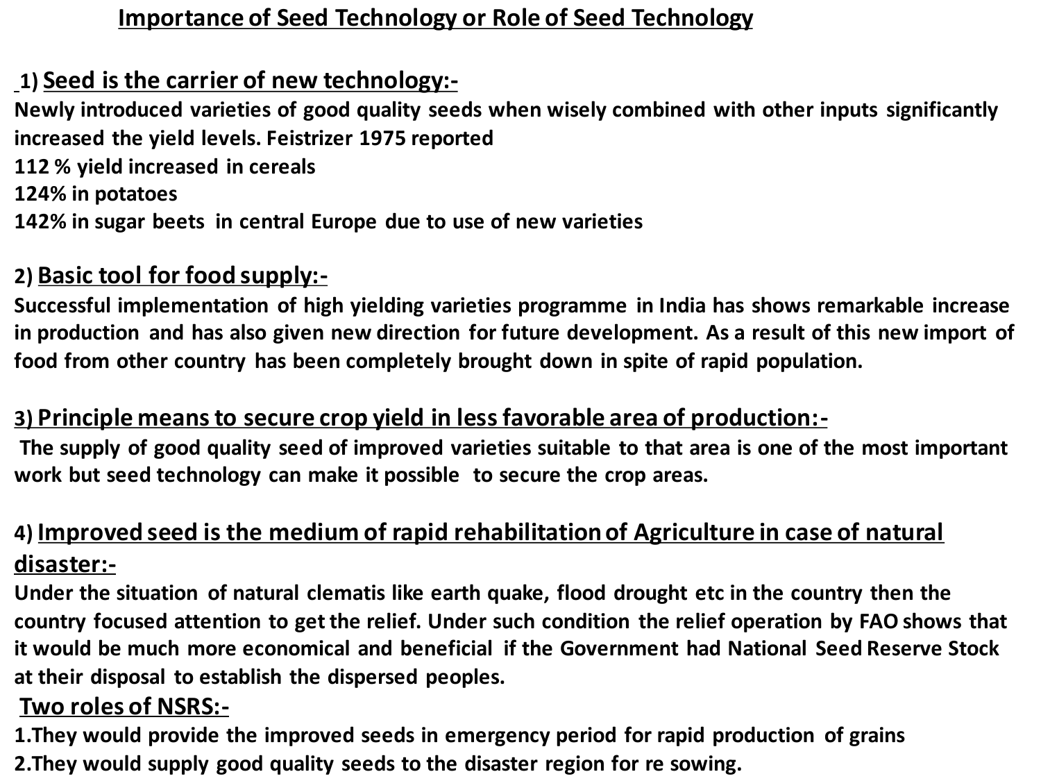## Importance of Seed Technology or Role of Seed Technology

**1) Seed is the carrier of new technology:-**

**Newly introduced varieties of good quality seeds when wisely combined with other inputs significantly increased the yield levels. Feistrizer 1975 reported**
**112 % yield increased in cereals**
**124% in potatoes**
**142% in sugar beets in central Europe due to use of new varieties**

**2) Basic tool for food supply:-**

**Successful implementation of high yielding varieties programme in India has shows remarkable increase in production and has also given new direction for future development. As a result of this new import of food from other country has been completely brought down in spite of rapid population.**

**3) Principle means to secure crop yield in less favorable area of production:-**

**The supply of good quality seed of improved varieties suitable to that area is one of the most important work but seed technology can make it possible to secure the crop areas.**

**4) Improved seed is the medium of rapid rehabilitation of Agriculture in case of natural disaster:-**

**Under the situation of natural clematis like earth quake, flood drought etc in the country then the country focused attention to get the relief. Under such condition the relief operation by FAO shows that it would be much more economical and beneficial if the Government had National Seed Reserve Stock at their disposal to establish the dispersed peoples.**

**Two roles of NSRS:-**

**1.They would provide the improved seeds in emergency period for rapid production of grains**
**2.They would supply good quality seeds to the disaster region for re sowing.**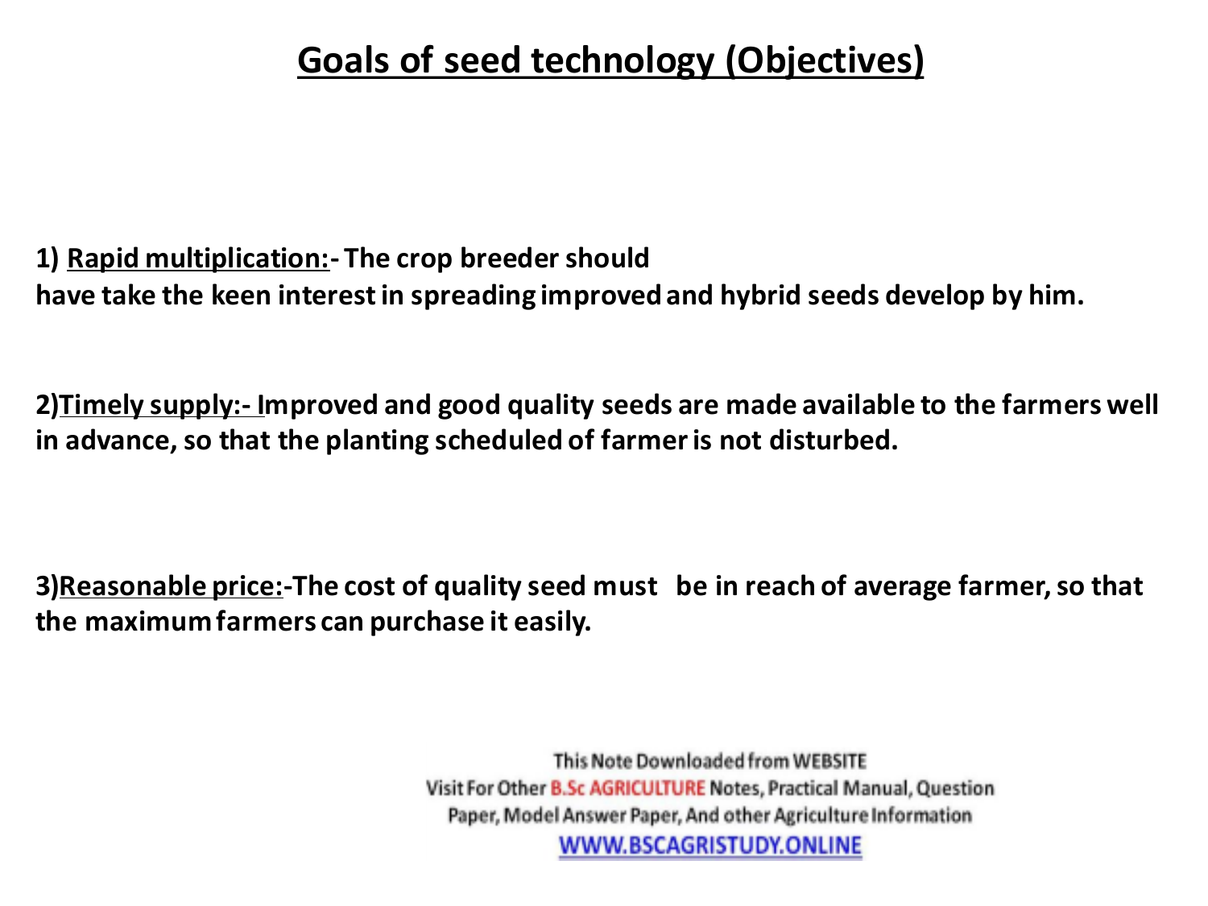# Goals of seed technology (Objectives)

**1) Rapid multiplication:- The crop breeder should have take the keen interest in spreading improved and hybrid seeds develop by him.**

**2)Timely supply:- Improved and good quality seeds are made available to the farmers well in advance, so that the planting scheduled of farmer is not disturbed.**

**3)Reasonable price:-The cost of quality seed must be in reach of average farmer, so that the maximum farmers can purchase it easily.**

This Note Downloaded from WEBSITE
Visit For Other B.Sc AGRICULTURE Notes, Practical Manual, Question Paper, Model Answer Paper, And other Agriculture Information
WWW.BSCAGRISTUDY.ONLINE